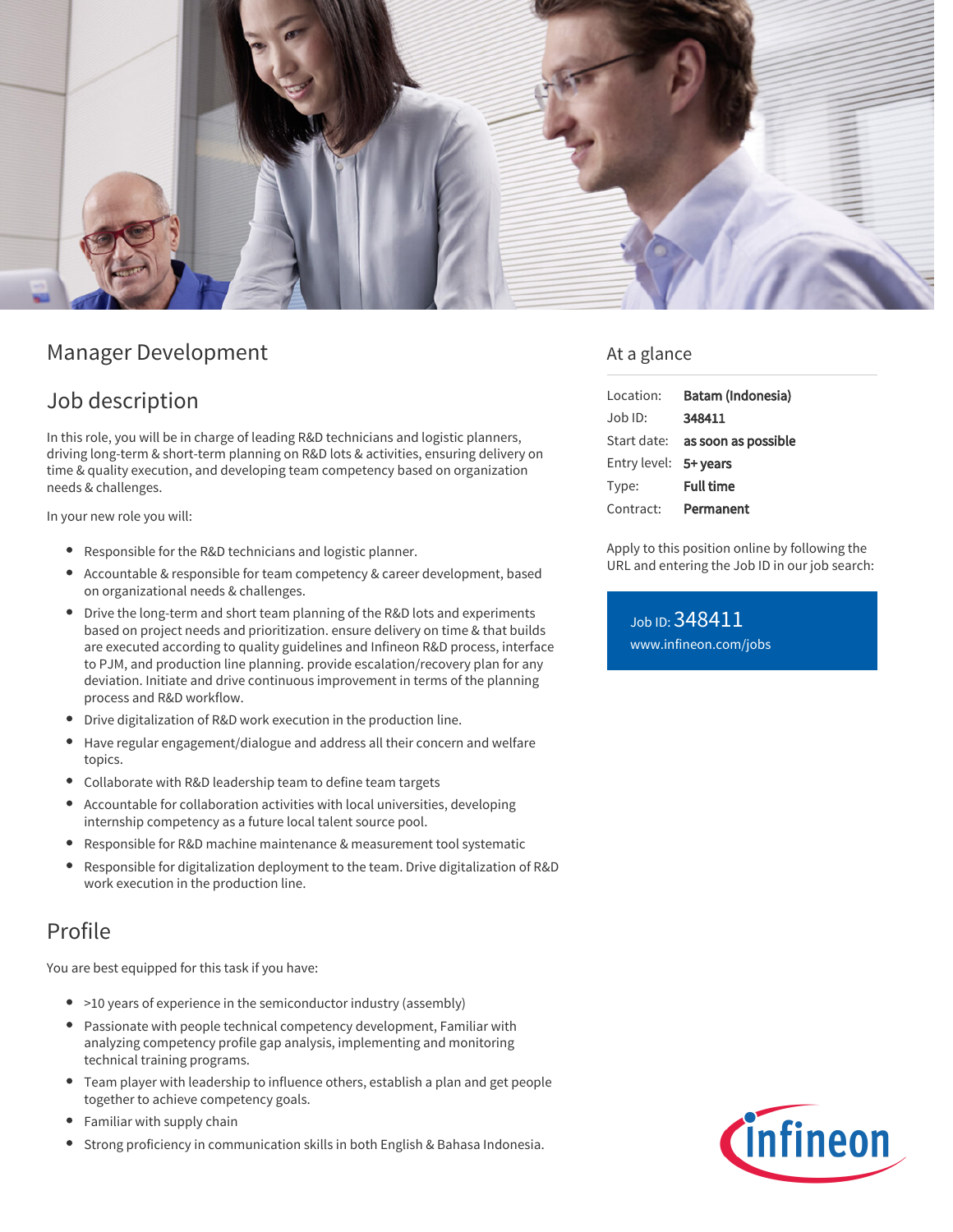# Manager Development

## Job description

In this role, you will be in charge of leading R&D technicians and logistic planners, driving long-term & short-term planning on R&D lots & activities, ensuring delivery on time & quality execution, and developing team competency based on organization needs & challenges.

In your new role you will:

- Responsible for the R&D technicians and logistic planner.
- Accountable & responsible for team competency & career development, based on organizational needs & challenges.
- Drive the long-term and short team planning of the R&D lots and experiments based on project needs and prioritization. ensure delivery on time & that builds are executed according to quality guidelines and Infineon R&D process, interface to PJM, and production line planning. provide escalation/recovery plan for any deviation. Initiate and drive continuous improvement in terms of the planning process and R&D workflow.
- Drive digitalization of R&D work execution in the production line.
- Have regular engagement/dialogue and address all their concern and welfare topics.
- Collaborate with R&D leadership team to define team targets
- Accountable for collaboration activities with local universities, developing internship competency as a future local talent source pool.
- Responsible for R&D machine maintenance & measurement tool systematic
- Responsible for digitalization deployment to the team. Drive digitalization of R&D work execution in the production line.

## Profile

You are best equipped for this task if you have:

- >10 years of experience in the semiconductor industry (assembly)
- Passionate with people technical competency development, Familiar with analyzing competency profile gap analysis, implementing and monitoring technical training programs.
- Team player with leadership to influence others, establish a plan and get people together to achieve competency goals.
- Familiar with supply chain
- Strong proficiency in communication skills in both English & Bahasa Indonesia.

## At a glance

| | |
|---|---|
| Location: | **Batam (Indonesia)** |
| Job ID: | **348411** |
| Start date: | **as soon as possible** |
| Entry level: | **5+ years** |
| Type: | **Full time** |
| Contract: | **Permanent** |

Apply to this position online by following the URL and entering the Job ID in our job search:

Job ID: 348411
www.infineon.com/jobs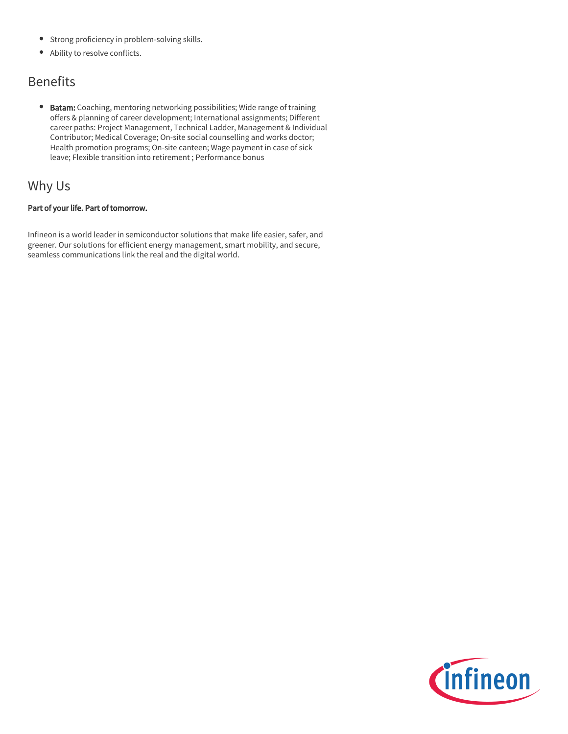- Strong proficiency in problem-solving skills.
- Ability to resolve conflicts.

## Benefits

- **Batam:** Coaching, mentoring networking possibilities; Wide range of training offers & planning of career development; International assignments; Different career paths: Project Management, Technical Ladder, Management & Individual Contributor; Medical Coverage; On-site social counselling and works doctor; Health promotion programs; On-site canteen; Wage payment in case of sick leave; Flexible transition into retirement ; Performance bonus

## Why Us

**Part of your life. Part of tomorrow.**

Infineon is a world leader in semiconductor solutions that make life easier, safer, and greener. Our solutions for efficient energy management, smart mobility, and secure, seamless communications link the real and the digital world.